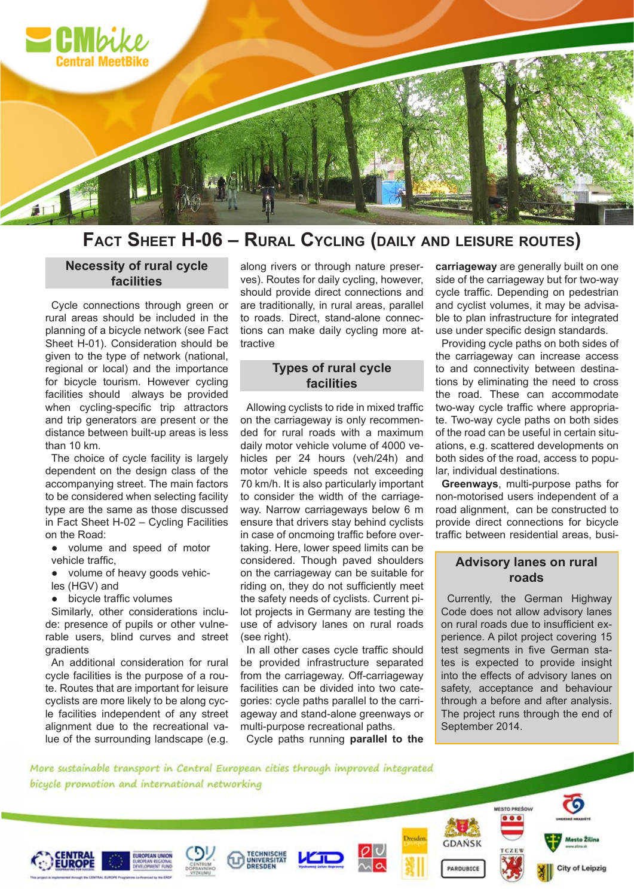# Fact Sheet H-06 – Rural Cycling (daily and leisure routes)

## Necessity of rural cycle facilities

Cycle connections through green or rural areas should be included in the planning of a bicycle network (see Fact Sheet H-01). Consideration should be given to the type of network (national, regional or local) and the importance for bicycle tourism. However cycling facilities should always be provided when cycling-specific trip attractors and trip generators are present or the distance between built-up areas is less than 10 km.

The choice of cycle facility is largely dependent on the design class of the accompanying street. The main factors to be considered when selecting facility type are the same as those discussed in Fact Sheet H-02 – Cycling Facilities on the Road:

- volume and speed of motor vehicle traffic,
- volume of heavy goods vehicles (HGV) and
- bicycle traffic volumes

Similarly, other considerations include: presence of pupils or other vulnerable users, blind curves and street gradients

An additional consideration for rural cycle facilities is the purpose of a route. Routes that are important for leisure cyclists are more likely to be along cycle facilities independent of any street alignment due to the recreational value of the surrounding landscape (e.g. along rivers or through nature preserves). Routes for daily cycling, however, should provide direct connections and are traditionally, in rural areas, parallel to roads. Direct, stand-alone connections can make daily cycling more attractive

## Types of rural cycle facilities

Allowing cyclists to ride in mixed traffic on the carriageway is only recommended for rural roads with a maximum daily motor vehicle volume of 4000 vehicles per 24 hours (veh/24h) and motor vehicle speeds not exceeding 70 km/h. It is also particularly important to consider the width of the carriageway. Narrow carriageways below 6 m ensure that drivers stay behind cyclists in case of oncmoing traffic before overtaking. Here, lower speed limits can be considered. Though paved shoulders on the carriageway can be suitable for riding on, they do not sufficiently meet the safety needs of cyclists. Current pilot projects in Germany are testing the use of advisory lanes on rural roads (see right).

In all other cases cycle traffic should be provided infrastructure separated from the carriageway. Off-carriageway facilities can be divided into two categories: cycle paths parallel to the carriageway and stand-alone greenways or multi-purpose recreational paths.

Cycle paths running **parallel to the carriageway** are generally built on one side of the carriageway but for two-way cycle traffic. Depending on pedestrian and cyclist volumes, it may be advisable to plan infrastructure for integrated use under specific design standards.

Providing cycle paths on both sides of the carriageway can increase access to and connectivity between destinations by eliminating the need to cross the road. These can accommodate two-way cycle traffic where appropriate. Two-way cycle paths on both sides of the road can be useful in certain situations, e.g. scattered developments on both sides of the road, access to popular, individual destinations.

**Greenways**, multi-purpose paths for non-motorised users independent of a road alignment, can be constructed to provide direct connections for bicycle traffic between residential areas, busi-

## Advisory lanes on rural roads

Currently, the German Highway Code does not allow advisory lanes on rural roads due to insufficient experience. A pilot project covering 15 test segments in five German states is expected to provide insight into the effects of advisory lanes on safety, acceptance and behaviour through a before and after analysis. The project runs through the end of September 2014.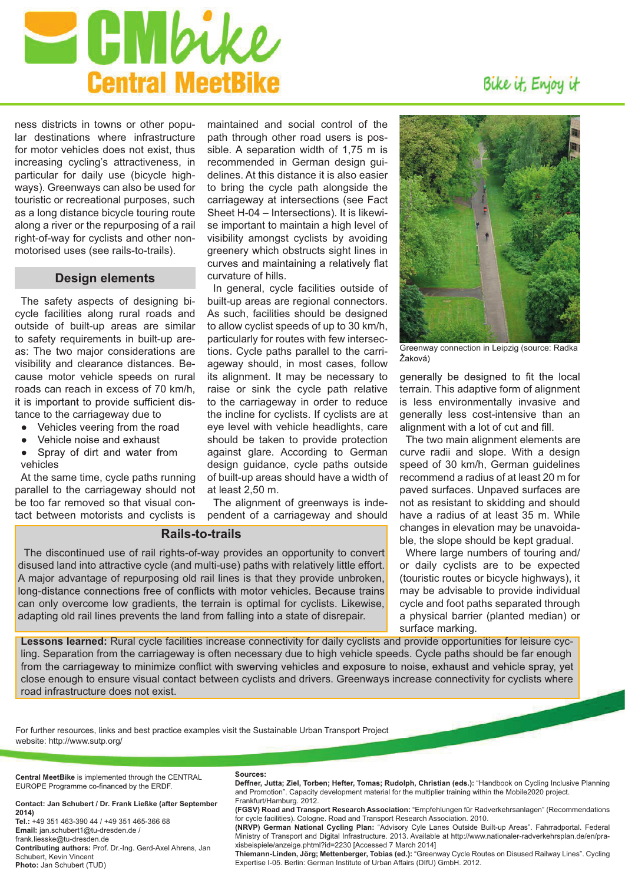ness districts in towns or other popular destinations where infrastructure for motor vehicles does not exist, thus increasing cycling's attractiveness, in particular for daily use (bicycle highways). Greenways can also be used for touristic or recreational purposes, such as a long distance bicycle touring route along a river or the repurposing of a rail right-of-way for cyclists and other non-motorised uses (see rails-to-trails).

## Design elements

The safety aspects of designing bicycle facilities along rural roads and outside of built-up areas are similar to safety requirements in built-up areas: The two major considerations are visibility and clearance distances. Because motor vehicle speeds on rural roads can reach in excess of 70 km/h, it is important to provide sufficient distance to the carriageway due to

- Vehicles veering from the road
- Vehicle noise and exhaust
- Spray of dirt and water from vehicles

At the same time, cycle paths running parallel to the carriageway should not be too far removed so that visual contact between motorists and cyclists is maintained and social control of the path through other road users is possible. A separation width of 1,75 m is recommended in German design guidelines. At this distance it is also easier to bring the cycle path alongside the carriageway at intersections (see Fact Sheet H-04 – Intersections). It is likewise important to maintain a high level of visibility amongst cyclists by avoiding greenery which obstructs sight lines in curves and maintaining a relatively flat curvature of hills.

In general, cycle facilities outside of built-up areas are regional connectors. As such, facilities should be designed to allow cyclist speeds of up to 30 km/h, particularly for routes with few intersections. Cycle paths parallel to the carriageway should, in most cases, follow its alignment. It may be necessary to raise or sink the cycle path relative to the carriageway in order to reduce the incline for cyclists. If cyclists are at eye level with vehicle headlights, care should be taken to provide protection against glare. According to German design guidance, cycle paths outside of built-up areas should have a width of at least 2,50 m.

The alignment of greenways is independent of a carriageway and should generally be designed to fit the local terrain. This adaptive form of alignment is less environmentally invasive and generally less cost-intensive than an alignment with a lot of cut and fill.

Greenway connection in Leipzig (source: Radka Žaková)

The two main alignment elements are curve radii and slope. With a design speed of 30 km/h, German guidelines recommend a radius of at least 20 m for paved surfaces. Unpaved surfaces are not as resistant to skidding and should have a radius of at least 35 m. While changes in elevation may be unavoidable, the slope should be kept gradual.

Where large numbers of touring and/or daily cyclists are to be expected (touristic routes or bicycle highways), it may be advisable to provide individual cycle and foot paths separated through a physical barrier (planted median) or surface marking.

## Rails-to-trails

The discontinued use of rail rights-of-way provides an opportunity to convert disused land into attractive cycle (and multi-use) paths with relatively little effort. A major advantage of repurposing old rail lines is that they provide unbroken, long-distance connections free of conflicts with motor vehicles. Because trains can only overcome low gradients, the terrain is optimal for cyclists. Likewise, adapting old rail lines prevents the land from falling into a state of disrepair.

**Lessons learned:** Rural cycle facilities increase connectivity for daily cyclists and provide opportunities for leisure cycling. Separation from the carriageway is often necessary due to high vehicle speeds. Cycle paths should be far enough from the carriageway to minimize conflict with swerving vehicles and exposure to noise, exhaust and vehicle spray, yet close enough to ensure visual contact between cyclists and drivers. Greenways increase connectivity for cyclists where road infrastructure does not exist.

For further resources, links and best practice examples visit the Sustainable Urban Transport Project website: http://www.sutp.org/

**Central MeetBike** is implemented through the CENTRAL EUROPE Programme co-financed by the ERDF.

**Contact: Jan Schubert / Dr. Frank Ließke (after September 2014)**
**Tel.:** +49 351 463-390 44 / +49 351 465-366 68
**Email:** jan.schubert1@tu-dresden.de / frank.liesske@tu-dresden.de
**Contributing authors:** Prof. Dr.-Ing. Gerd-Axel Ahrens, Jan Schubert, Kevin Vincent
**Photo:** Jan Schubert (TUD)

**Sources:**

**Deffner, Jutta; Ziel, Torben; Hefter, Tomas; Rudolph, Christian (eds.):** "Handbook on Cycling Inclusive Planning and Promotion". Capacity development material for the multiplier training within the Mobile2020 project. Frankfurt/Hamburg. 2012.

**(FGSV) Road and Transport Research Association:** "Empfehlungen für Radverkehrsanlagen" (Recommendations for cycle facilities). Cologne. Road and Transport Research Association. 2010.

**(NRVP) German National Cycling Plan:** "Advisory Cyle Lanes Outside Built-up Areas". Fahrradportal. Federal Ministry of Transport and Digital Infrastructure. 2013. Available at http://www.nationaler-radverkehrsplan.de/en/praxisbeispiele/anzeige.phtml?id=2230 [Accessed 7 March 2014]

**Thiemann-Linden, Jörg; Mettenberger, Tobias (ed.):** "Greenway Cycle Routes on Disused Railway Lines". Cycling Expertise I-05. Berlin: German Institute of Urban Affairs (DIfU) GmbH. 2012.